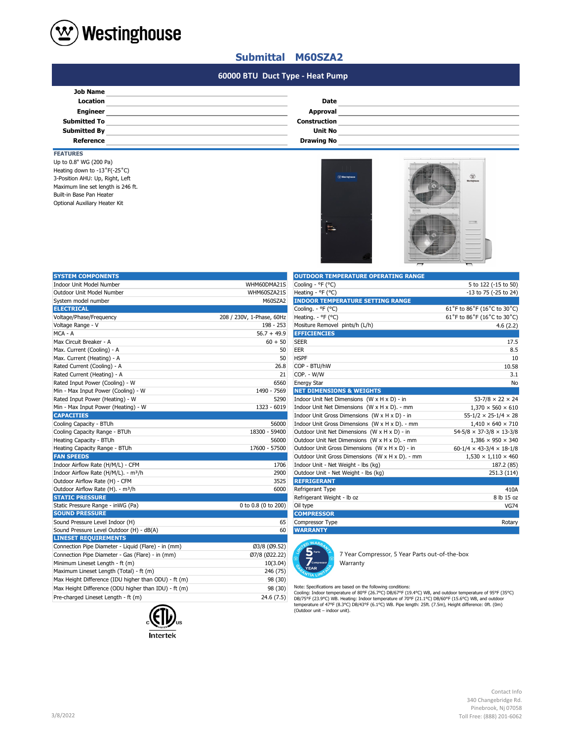# Westinghouse

## Submittal M60SZA2

### 60000 BTU Duct Type - Heat Pump

| | | | |
|---|---|---|---|
| **Job Name** | | | |
| **Location** | | **Date** | |
| **Engineer** | | **Approval** | |
| **Submitted To** | | **Construction** | |
| **Submitted By** | | **Unit No** | |
| **Reference** | | **Drawing No** | |

**FEATURES**

Up to 0.8" WG (200 Pa)
Heating down to -13˚F(-25˚C)
3-Position AHU: Up, Right, Left
Maximum line set length is 246 ft.
Built-in Base Pan Heater
Optional Auxiliary Heater Kit

| **SYSTEM COMPONENTS** | |
|---|---|
| Indoor Unit Model Number | WHM60DMA21S |
| Outdoor Unit Model Number | WHM60SZA21S |
| System model number | M60SZA2 |
| **ELECTRICAL** | |
| Voltage/Phase/Frequency | 208 / 230V, 1-Phase, 60Hz |
| Voltage Range - V | 198 - 253 |
| MCA - A | 56.7 + 49.9 |
| Max Circuit Breaker - A | 60 + 50 |
| Max. Current (Cooling) - A | 50 |
| Max. Current (Heating) - A | 50 |
| Rated Current (Cooling) - A | 26.8 |
| Rated Current (Heating) - A | 21 |
| Rated Input Power (Cooling) - W | 6560 |
| Min - Max Input Power (Cooling) - W | 1490 - 7569 |
| Rated Input Power (Heating) - W | 5290 |
| Min - Max Input Power (Heating) - W | 1323 - 6019 |
| **CAPACITIES** | |
| Cooling Capacity - BTUh | 56000 |
| Cooling Capacity Range - BTUh | 18300 - 59400 |
| Heating Capacity - BTUh | 56000 |
| Heating Capacity Range - BTUh | 17600 - 57500 |
| **FAN SPEEDS** | |
| Indoor Airflow Rate (H/M/L) - CFM | 1706 |
| Indoor Airflow Rate (H/M/L). - m³/h | 2900 |
| Outdoor Airflow Rate (H) - CFM | 3525 |
| Outdoor Airflow Rate (H). - m³/h | 6000 |
| **STATIC PRESSURE** | |
| Static Pressure Range - inWG (Pa) | 0 to 0.8 (0 to 200) |
| **SOUND PRESSURE** | |
| Sound Pressure Level Indoor (H) | 65 |
| Sound Pressure Level Outdoor (H) - dB(A) | 60 |
| **LINESET REQUIREMENTS** | |
| Connection Pipe Diameter - Liquid (Flare) - in (mm) | Ø3/8 (Ø9.52) |
| Connection Pipe Diameter - Gas (Flare) - in (mm) | Ø7/8 (Ø22.22) |
| Minimum Lineset Length - ft (m) | 10(3.04) |
| Maximum Lineset Length (Total) - ft (m) | 246 (75) |
| Max Height Difference (IDU higher than ODU) - ft (m) | 98 (30) |
| Max Height Difference (ODU higher than IDU) - ft (m) | 98 (30) |
| Pre-charged Lineset Length - ft (m) | 24.6 (7.5) |

| **OUTDOOR TEMPERATURE OPERATING RANGE** | |
|---|---|
| Cooling - °F (°C) | 5 to 122 (-15 to 50) |
| Heating - °F (°C) | -13 to 75 (-25 to 24) |
| **INDOOR TEMPERATURE SETTING RANGE** | |
| Cooling. - °F (°C) | 61˚F to 86˚F (16˚C to 30˚C) |
| Heating. - °F (°C) | 61˚F to 86˚F (16˚C to 30˚C) |
| Mositure Removel pints/h (L/h) | 4.6 (2.2) |
| **EFFICIENCIES** | |
| SEER | 17.5 |
| EER | 8.5 |
| HSPF | 10 |
| COP - BTU/hW | 10.58 |
| COP. - W/W | 3.1 |
| Energy Star | No |
| **NET DIMENSIONS & WEIGHTS** | |
| Indoor Unit Net Dimensions (W x H x D) - in | 53-7/8 × 22 × 24 |
| Indoor Unit Net Dimensions (W x H x D). - mm | 1,370 × 560 × 610 |
| Indoor Unit Gross Dimensions (W x H x D) - in | 55-1/2 × 25-1/4 × 28 |
| Indoor Unit Gross Dimensions (W x H x D). - mm | 1,410 × 640 × 710 |
| Outdoor Unit Net Dimensions (W x H x D) - in | 54-5/8 × 37-3/8 × 13-3/8 |
| Outdoor Unit Net Dimensions (W x H x D). - mm | 1,386 × 950 × 340 |
| Outdoor Unit Gross Dimensions (W x H x D) - in | 60-1/4 × 43-3/4 × 18-1/8 |
| Outdoor Unit Gross Dimensions (W x H x D). - mm | 1,530 × 1,110 × 460 |
| Indoor Unit - Net Weight - lbs (kg) | 187.2 (85) |
| Outdoor Unit - Net Weight - lbs (kg) | 251.3 (114) |
| **REFRIGERANT** | |
| Refrigerant Type | 410A |
| Refrigerant Weight - lb oz | 8 lb 15 oz |
| Oil type | VG74 |
| **COMPRESSOR** | |
| Compressor Type | Rotary |
| **WARRANTY** | |

7 Year Compressor, 5 Year Parts out-of-the-box Warranty

Note: Specifications are based on the following conditions:
Cooling: Indoor temperature of 80°F (26.7°C) DB/67°F (19.4°C) WB, and outdoor temperature of 95°F (35°C) DB/75°F (23.9°C) WB. Heating: Indoor temperature of 70°F (21.1°C) DB/60°F (15.6°C) WB, and outdoor temperature of 47°F (8.3°C) DB/43°F (6.1°C) WB. Pipe length: 25ft. (7.5m), Height difference: 0ft. (0m) (Outdoor unit – indoor unit).

Intertek

3/8/2022

Contact Info
340 Changebridge Rd.
Pinebrook, Nj 07058
Toll Free: (888) 201-6062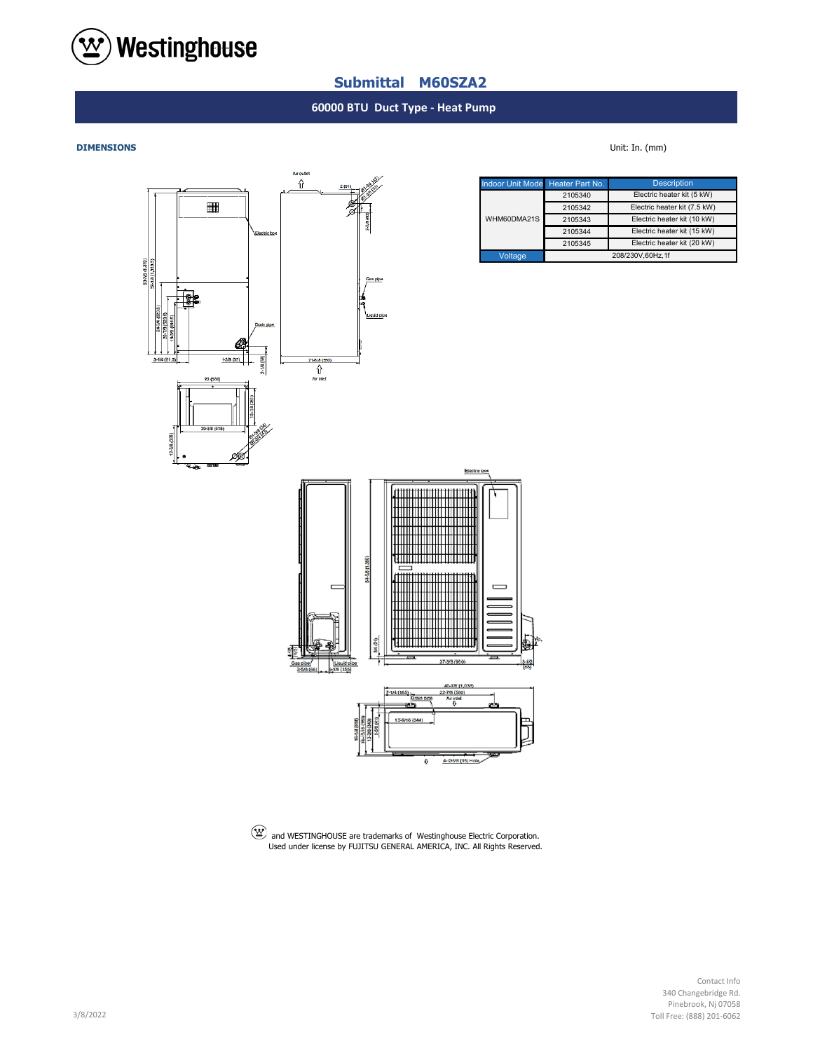# Submittal M60SZA2

## 60000 BTU Duct Type - Heat Pump

**DIMENSIONS**

Unit: In. (mm)

Air outlet

2 (51)

Ø1-3/4 (45)

Ø7/8 (22)

2-3/4 (69)

Electric box

Gas pipe

Liquid pipe

Drain pipe

53-7/8 (1,370)

52-1/8 (1,323.5)

24-3/4 (629.5)

20-7/8 (529.5)

19-3/8 (491.5)

3-1/4 (81.5)

1-3/8 (35)

2-1/4 (58)

21-5/8 (550)

Air inlet

22 (560)

10-1/4 (261)

20-3/8 (518)

Ø1-3/4 (45)

Ø7/8 (22)

15-3/4 (400)

Electric box

54-5/8 (1,386)

3/4 (21)

4-1/8 (105)

Gas pipe

Liquid pipe

2-5/8 (66)

6-1/8 (155)

37-3/8 (950)

3-1/2 (88)

40-7/8 (1,038)

7-1/4 (185)

22-7/8 (580)

Drain pipe

Air inlet

13-9/16 (344)

16-1/4 (414)

15-13/16 (400)

13-3/8 (340)

1-5/8 (41)

4-Ø5/8 (15) Hole

| Indoor Unit Mode | Heater Part No. | Description |
|---|---|---|
| WHM60DMA21S | 2105340 | Electric heater kit (5 kW) |
| | 2105342 | Electric heater kit (7.5 kW) |
| | 2105343 | Electric heater kit (10 kW) |
| | 2105344 | Electric heater kit (15 kW) |
| | 2105345 | Electric heater kit (20 kW) |
| Voltage | 208/230V,60Hz,1f | |

and WESTINGHOUSE are trademarks of Westinghouse Electric Corporation.
Used under license by FUJITSU GENERAL AMERICA, INC. All Rights Reserved.

3/8/2022

Contact Info
340 Changebridge Rd.
Pinebrook, Nj 07058
Toll Free: (888) 201-6062